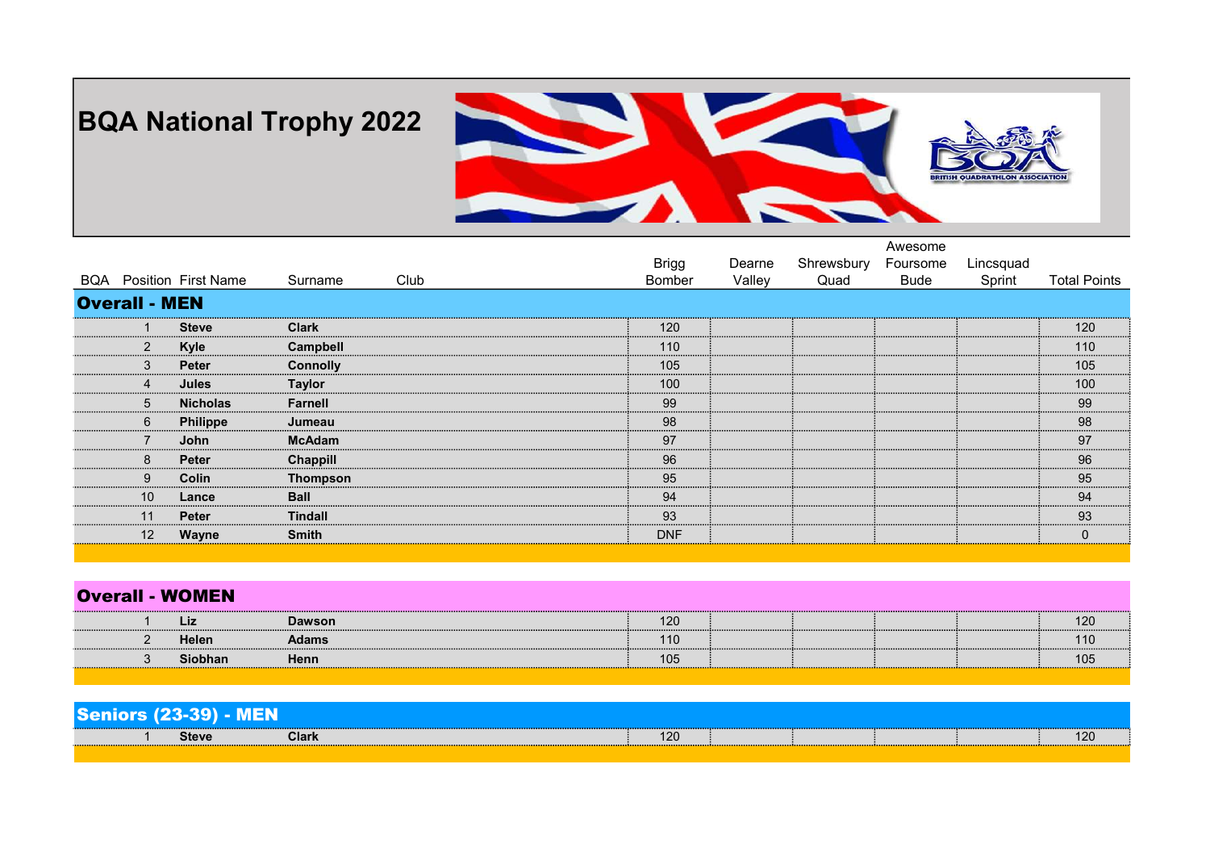# BQA National Trophy 2022

| BQA | Position | First Name | Surname | Club | Brigg Bomber | Dearne Valley | Shrewsbury Quad | Awesome Foursome Bude | Lincsquad Sprint | Total Points |
|---|---|---|---|---|---|---|---|---|---|---|
| **Overall - MEN** | | | | | | | | | | |
| | 1 | **Steve** | **Clark** | | 120 | | | | | 120 |
| | 2 | **Kyle** | **Campbell** | | 110 | | | | | 110 |
| | 3 | **Peter** | **Connolly** | | 105 | | | | | 105 |
| | 4 | **Jules** | **Taylor** | | 100 | | | | | 100 |
| | 5 | **Nicholas** | **Farnell** | | 99 | | | | | 99 |
| | 6 | **Philippe** | **Jumeau** | | 98 | | | | | 98 |
| | 7 | **John** | **McAdam** | | 97 | | | | | 97 |
| | 8 | **Peter** | **Chappill** | | 96 | | | | | 96 |
| | 9 | **Colin** | **Thompson** | | 95 | | | | | 95 |
| | 10 | **Lance** | **Ball** | | 94 | | | | | 94 |
| | 11 | **Peter** | **Tindall** | | 93 | | | | | 93 |
| | 12 | **Wayne** | **Smith** | | DNF | | | | | 0 |
| **Overall - WOMEN** | | | | | | | | | | |
| | 1 | **Liz** | **Dawson** | | 120 | | | | | 120 |
| | 2 | **Helen** | **Adams** | | 110 | | | | | 110 |
| | 3 | **Siobhan** | **Henn** | | 105 | | | | | 105 |
| **Seniors (23-39) - MEN** | | | | | | | | | | |
| | 1 | **Steve** | **Clark** | | 120 | | | | | 120 |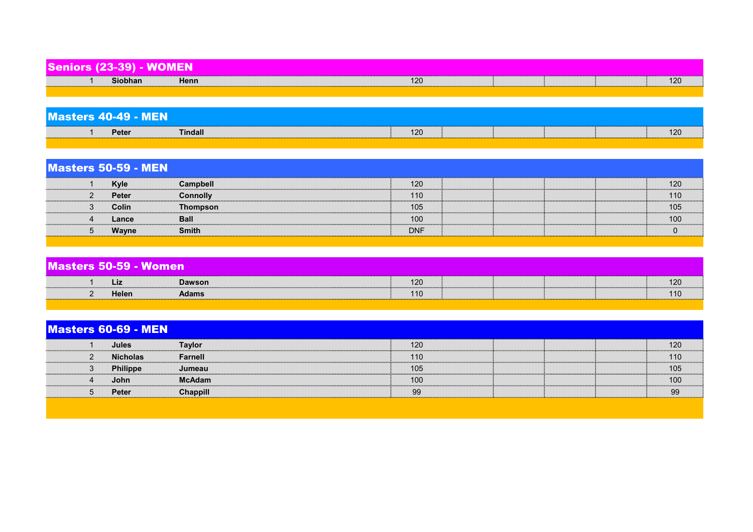## Seniors (23-39) - WOMEN

| | | | | | | | | |
|---|---|---|---|---|---|---|---|---|
| 1 | **Siobhan** | **Henn** | 120 | | | | | 120 |

## Masters 40-49 - MEN

| | | | | | | | | |
|---|---|---|---|---|---|---|---|---|
| 1 | **Peter** | **Tindall** | 120 | | | | | 120 |

## Masters 50-59 - MEN

| | | | | | | | | |
|---|---|---|---|---|---|---|---|---|
| 1 | **Kyle** | **Campbell** | 120 | | | | | 120 |
| 2 | **Peter** | **Connolly** | 110 | | | | | 110 |
| 3 | **Colin** | **Thompson** | 105 | | | | | 105 |
| 4 | **Lance** | **Ball** | 100 | | | | | 100 |
| 5 | **Wayne** | **Smith** | DNF | | | | | 0 |

## Masters 50-59 - Women

| | | | | | | | | |
|---|---|---|---|---|---|---|---|---|
| 1 | **Liz** | **Dawson** | 120 | | | | | 120 |
| 2 | **Helen** | **Adams** | 110 | | | | | 110 |

## Masters 60-69 - MEN

| | | | | | | | | |
|---|---|---|---|---|---|---|---|---|
| 1 | **Jules** | **Taylor** | 120 | | | | | 120 |
| 2 | **Nicholas** | **Farnell** | 110 | | | | | 110 |
| 3 | **Philippe** | **Jumeau** | 105 | | | | | 105 |
| 4 | **John** | **McAdam** | 100 | | | | | 100 |
| 5 | **Peter** | **Chappill** | 99 | | | | | 99 |